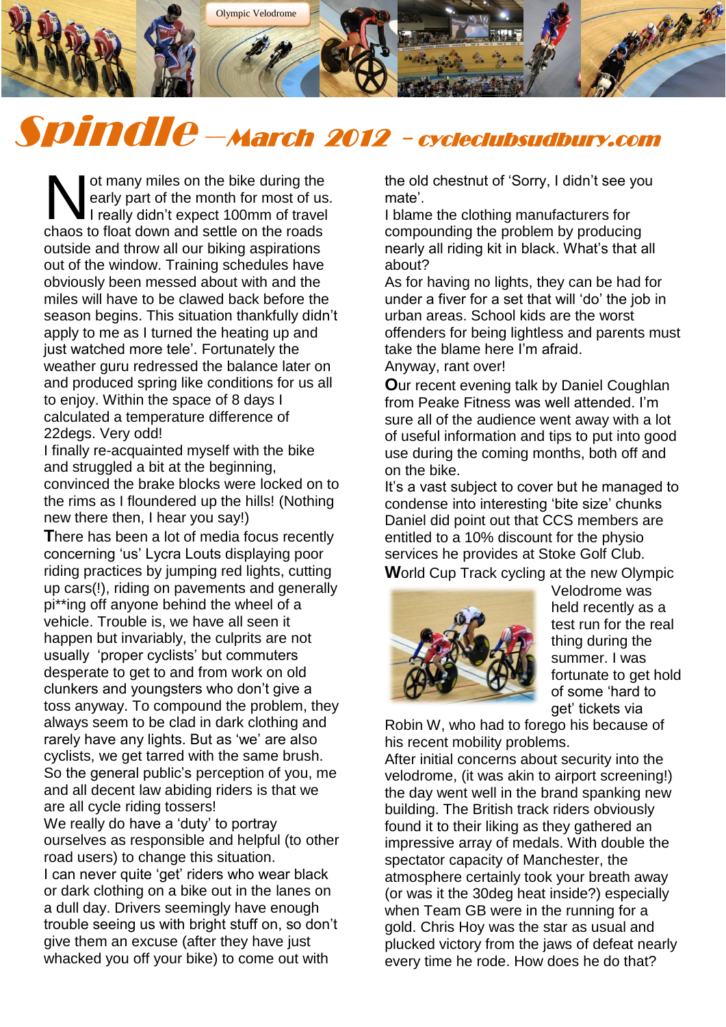# Spindle – March 2012 – cycleclubsudbury.com

Not many miles on the bike during the early part of the month for most of us. I really didn't expect 100mm of travel chaos to float down and settle on the roads outside and throw all our biking aspirations out of the window. Training schedules have obviously been messed about with and the miles will have to be clawed back before the season begins. This situation thankfully didn't apply to me as I turned the heating up and just watched more tele'. Fortunately the weather guru redressed the balance later on and produced spring like conditions for us all to enjoy. Within the space of 8 days I calculated a temperature difference of 22degs. Very odd!

I finally re-acquainted myself with the bike and struggled a bit at the beginning, convinced the brake blocks were locked on to the rims as I floundered up the hills! (Nothing new there then, I hear you say!)

There has been a lot of media focus recently concerning 'us' Lycra Louts displaying poor riding practices by jumping red lights, cutting up cars(!), riding on pavements and generally pi**ing off anyone behind the wheel of a vehicle. Trouble is, we have all seen it happen but invariably, the culprits are not usually 'proper cyclists' but commuters desperate to get to and from work on old clunkers and youngsters who don't give a toss anyway. To compound the problem, they always seem to be clad in dark clothing and rarely have any lights. But as 'we' are also cyclists, we get tarred with the same brush. So the general public's perception of you, me and all decent law abiding riders is that we are all cycle riding tossers!

We really do have a 'duty' to portray ourselves as responsible and helpful (to other road users) to change this situation.

I can never quite 'get' riders who wear black or dark clothing on a bike out in the lanes on a dull day. Drivers seemingly have enough trouble seeing us with bright stuff on, so don't give them an excuse (after they have just whacked you off your bike) to come out with the old chestnut of 'Sorry, I didn't see you mate'.

I blame the clothing manufacturers for compounding the problem by producing nearly all riding kit in black. What's that all about?

As for having no lights, they can be had for under a fiver for a set that will 'do' the job in urban areas. School kids are the worst offenders for being lightless and parents must take the blame here I'm afraid.

Anyway, rant over!

Our recent evening talk by Daniel Coughlan from Peake Fitness was well attended. I'm sure all of the audience went away with a lot of useful information and tips to put into good use during the coming months, both off and on the bike.

It's a vast subject to cover but he managed to condense into interesting 'bite size' chunks Daniel did point out that CCS members are entitled to a 10% discount for the physio services he provides at Stoke Golf Club.

World Cup Track cycling at the new Olympic Velodrome was held recently as a test run for the real thing during the summer. I was fortunate to get hold of some 'hard to get' tickets via Robin W, who had to forego his because of his recent mobility problems.

After initial concerns about security into the velodrome, (it was akin to airport screening!) the day went well in the brand spanking new building. The British track riders obviously found it to their liking as they gathered an impressive array of medals. With double the spectator capacity of Manchester, the atmosphere certainly took your breath away (or was it the 30deg heat inside?) especially when Team GB were in the running for a gold. Chris Hoy was the star as usual and plucked victory from the jaws of defeat nearly every time he rode. How does he do that?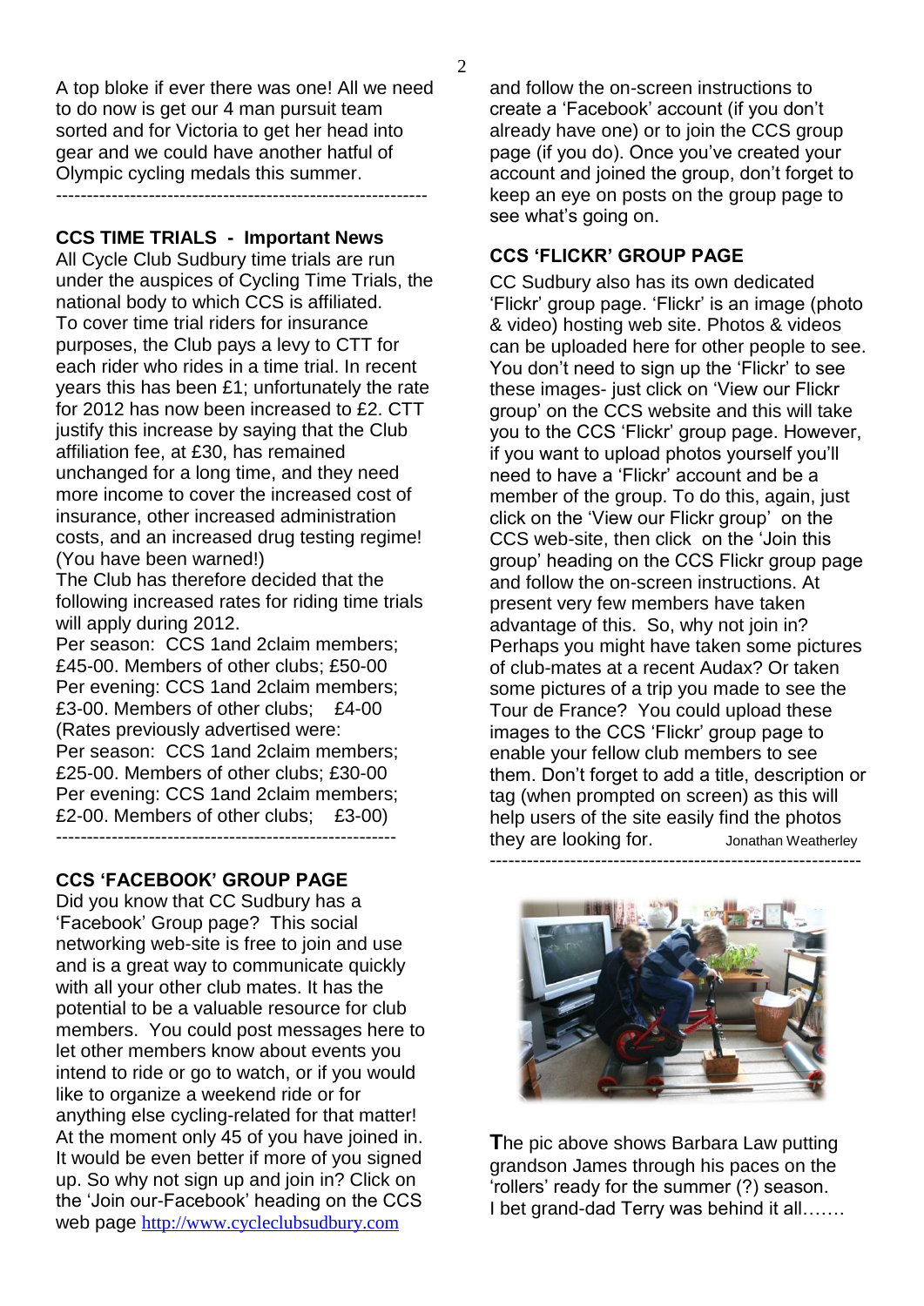A top bloke if ever there was one! All we need to do now is get our 4 man pursuit team sorted and for Victoria to get her head into gear and we could have another hatful of Olympic cycling medals this summer.

---

## CCS TIME TRIALS - Important News

All Cycle Club Sudbury time trials are run under the auspices of Cycling Time Trials, the national body to which CCS is affiliated. To cover time trial riders for insurance purposes, the Club pays a levy to CTT for each rider who rides in a time trial. In recent years this has been £1; unfortunately the rate for 2012 has now been increased to £2. CTT justify this increase by saying that the Club affiliation fee, at £30, has remained unchanged for a long time, and they need more income to cover the increased cost of insurance, other increased administration costs, and an increased drug testing regime! (You have been warned!)

The Club has therefore decided that the following increased rates for riding time trials will apply during 2012.

Per season: CCS 1and 2claim members; £45-00. Members of other clubs; £50-00
Per evening: CCS 1and 2claim members; £3-00. Members of other clubs; £4-00
(Rates previously advertised were:
Per season: CCS 1and 2claim members; £25-00. Members of other clubs; £30-00
Per evening: CCS 1and 2claim members; £2-00. Members of other clubs; £3-00)

---

## CCS 'FACEBOOK' GROUP PAGE

Did you know that CC Sudbury has a 'Facebook' Group page? This social networking web-site is free to join and use and is a great way to communicate quickly with all your other club mates. It has the potential to be a valuable resource for club members. You could post messages here to let other members know about events you intend to ride or go to watch, or if you would like to organize a weekend ride or for anything else cycling-related for that matter! At the moment only 45 of you have joined in. It would be even better if more of you signed up. So why not sign up and join in? Click on the 'Join our-Facebook' heading on the CCS web page http://www.cycleclubsudbury.com and follow the on-screen instructions to create a 'Facebook' account (if you don't already have one) or to join the CCS group page (if you do). Once you've created your account and joined the group, don't forget to keep an eye on posts on the group page to see what's going on.

## CCS 'FLICKR' GROUP PAGE

CC Sudbury also has its own dedicated 'Flickr' group page. 'Flickr' is an image (photo & video) hosting web site. Photos & videos can be uploaded here for other people to see. You don't need to sign up the 'Flickr' to see these images- just click on 'View our Flickr group' on the CCS website and this will take you to the CCS 'Flickr' group page. However, if you want to upload photos yourself you'll need to have a 'Flickr' account and be a member of the group. To do this, again, just click on the 'View our Flickr group' on the CCS web-site, then click on the 'Join this group' heading on the CCS Flickr group page and follow the on-screen instructions. At present very few members have taken advantage of this. So, why not join in? Perhaps you might have taken some pictures of club-mates at a recent Audax? Or taken some pictures of a trip you made to see the Tour de France? You could upload these images to the CCS 'Flickr' group page to enable your fellow club members to see them. Don't forget to add a title, description or tag (when prompted on screen) as this will help users of the site easily find the photos they are looking for. Jonathan Weatherley

---

**T**he pic above shows Barbara Law putting grandson James through his paces on the 'rollers' ready for the summer (?) season. I bet grand-dad Terry was behind it all…….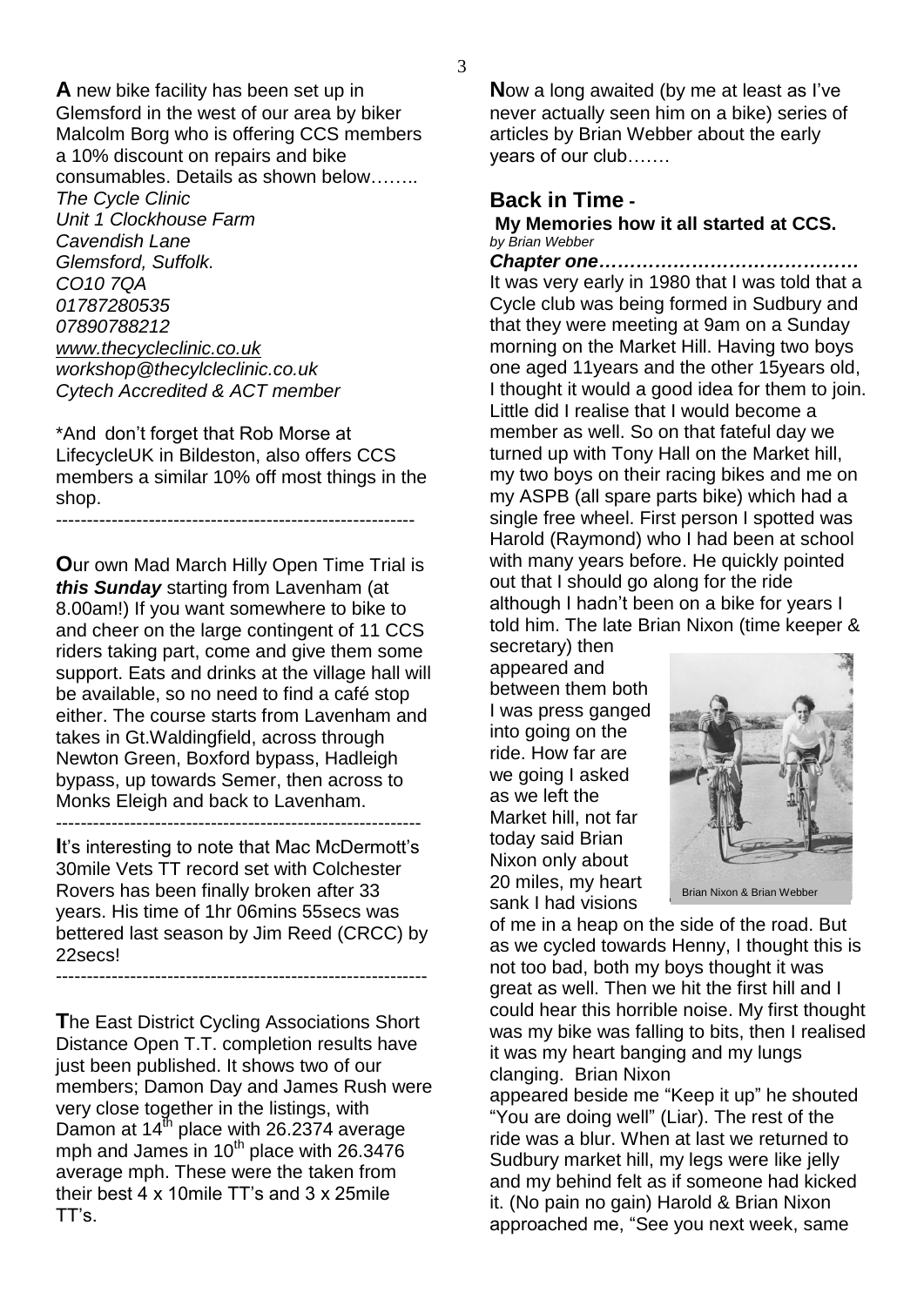**A** new bike facility has been set up in Glemsford in the west of our area by biker Malcolm Borg who is offering CCS members a 10% discount on repairs and bike consumables. Details as shown below……..

*The Cycle Clinic*
*Unit 1 Clockhouse Farm*
*Cavendish Lane*
*Glemsford, Suffolk.*
*CO10 7QA*
*01787280535*
*07890788212*
*www.thecycleclinic.co.uk*
*workshop@thecylcleclinic.co.uk*
*Cytech Accredited & ACT member*

*And don't forget that Rob Morse at LifecycleUK in Bildeston, also offers CCS members a similar 10% off most things in the shop.

---

**O**ur own Mad March Hilly Open Time Trial is ***this Sunday*** starting from Lavenham (at 8.00am!) If you want somewhere to bike to and cheer on the large contingent of 11 CCS riders taking part, come and give them some support. Eats and drinks at the village hall will be available, so no need to find a café stop either. The course starts from Lavenham and takes in Gt.Waldingfield, across through Newton Green, Boxford bypass, Hadleigh bypass, up towards Semer, then across to Monks Eleigh and back to Lavenham.

---

**I**t's interesting to note that Mac McDermott's 30mile Vets TT record set with Colchester Rovers has been finally broken after 33 years. His time of 1hr 06mins 55secs was bettered last season by Jim Reed (CRCC) by 22secs!

---

**T**he East District Cycling Associations Short Distance Open T.T. completion results have just been published. It shows two of our members; Damon Day and James Rush were very close together in the listings, with Damon at 14th place with 26.2374 average mph and James in 10th place with 26.3476 average mph. These were the taken from their best 4 x 10mile TT's and 3 x 25mile TT's.

**N**ow a long awaited (by me at least as I've never actually seen him on a bike) series of articles by Brian Webber about the early years of our club…….

## Back in Time -

### My Memories how it all started at CCS.

*by Brian Webber*

***Chapter one……………………………………***

It was very early in 1980 that I was told that a Cycle club was being formed in Sudbury and that they were meeting at 9am on a Sunday morning on the Market Hill. Having two boys one aged 11years and the other 15years old, I thought it would a good idea for them to join. Little did I realise that I would become a member as well. So on that fateful day we turned up with Tony Hall on the Market hill, my two boys on their racing bikes and me on my ASPB (all spare parts bike) which had a single free wheel. First person I spotted was Harold (Raymond) who I had been at school with many years before. He quickly pointed out that I should go along for the ride although I hadn't been on a bike for years I told him. The late Brian Nixon (time keeper & secretary) then appeared and between them both I was press ganged into going on the ride. How far are we going I asked as we left the Market hill, not far today said Brian Nixon only about 20 miles, my heart sank I had visions of me in a heap on the side of the road. But as we cycled towards Henny, I thought this is not too bad, both my boys thought it was great as well. Then we hit the first hill and I could hear this horrible noise. My first thought was my bike was falling to bits, then I realised it was my heart banging and my lungs clanging. Brian Nixon appeared beside me "Keep it up" he shouted "You are doing well" (Liar). The rest of the ride was a blur. When at last we returned to Sudbury market hill, my legs were like jelly and my behind felt as if someone had kicked it. (No pain no gain) Harold & Brian Nixon approached me, "See you next week, same

Brian Nixon & Brian Webber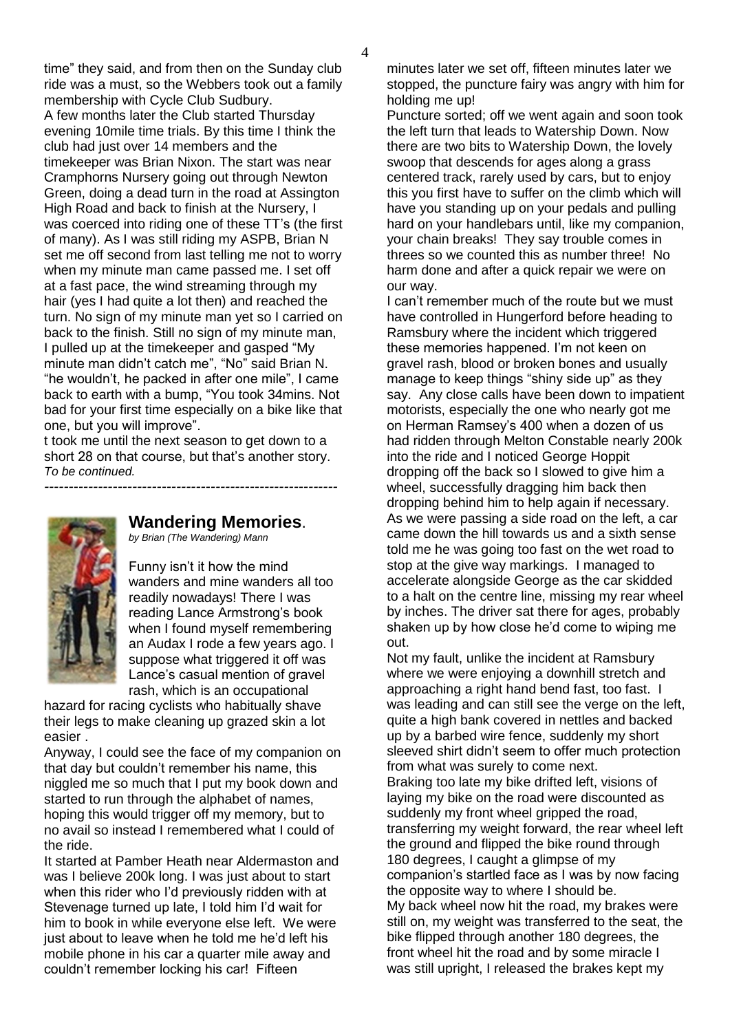time" they said, and from then on the Sunday club ride was a must, so the Webbers took out a family membership with Cycle Club Sudbury.

A few months later the Club started Thursday evening 10mile time trials. By this time I think the club had just over 14 members and the timekeeper was Brian Nixon. The start was near Cramphorns Nursery going out through Newton Green, doing a dead turn in the road at Assington High Road and back to finish at the Nursery, I was coerced into riding one of these TT's (the first of many). As I was still riding my ASPB, Brian N set me off second from last telling me not to worry when my minute man came passed me. I set off at a fast pace, the wind streaming through my hair (yes I had quite a lot then) and reached the turn. No sign of my minute man yet so I carried on back to the finish. Still no sign of my minute man, I pulled up at the timekeeper and gasped "My minute man didn't catch me", "No" said Brian N. "he wouldn't, he packed in after one mile", I came back to earth with a bump, "You took 34mins. Not bad for your first time especially on a bike like that one, but you will improve".

t took me until the next season to get down to a short 28 on that course, but that's another story.

*To be continued.*

---

## Wandering Memories.

*by Brian (The Wandering) Mann*

Funny isn't it how the mind wanders and mine wanders all too readily nowadays! There I was reading Lance Armstrong's book when I found myself remembering an Audax I rode a few years ago. I suppose what triggered it off was Lance's casual mention of gravel rash, which is an occupational hazard for racing cyclists who habitually shave their legs to make cleaning up grazed skin a lot easier .

Anyway, I could see the face of my companion on that day but couldn't remember his name, this niggled me so much that I put my book down and started to run through the alphabet of names, hoping this would trigger off my memory, but to no avail so instead I remembered what I could of the ride.

It started at Pamber Heath near Aldermaston and was I believe 200k long. I was just about to start when this rider who I'd previously ridden with at Stevenage turned up late, I told him I'd wait for him to book in while everyone else left. We were just about to leave when he told me he'd left his mobile phone in his car a quarter mile away and couldn't remember locking his car! Fifteen minutes later we set off, fifteen minutes later we stopped, the puncture fairy was angry with him for holding me up!

Puncture sorted; off we went again and soon took the left turn that leads to Watership Down. Now there are two bits to Watership Down, the lovely swoop that descends for ages along a grass centered track, rarely used by cars, but to enjoy this you first have to suffer on the climb which will have you standing up on your pedals and pulling hard on your handlebars until, like my companion, your chain breaks! They say trouble comes in threes so we counted this as number three! No harm done and after a quick repair we were on our way.

I can't remember much of the route but we must have controlled in Hungerford before heading to Ramsbury where the incident which triggered these memories happened. I'm not keen on gravel rash, blood or broken bones and usually manage to keep things "shiny side up" as they say. Any close calls have been down to impatient motorists, especially the one who nearly got me on Herman Ramsey's 400 when a dozen of us had ridden through Melton Constable nearly 200k into the ride and I noticed George Hoppit dropping off the back so I slowed to give him a wheel, successfully dragging him back then dropping behind him to help again if necessary. As we were passing a side road on the left, a car came down the hill towards us and a sixth sense told me he was going too fast on the wet road to stop at the give way markings. I managed to accelerate alongside George as the car skidded to a halt on the centre line, missing my rear wheel by inches. The driver sat there for ages, probably shaken up by how close he'd come to wiping me out.

Not my fault, unlike the incident at Ramsbury where we were enjoying a downhill stretch and approaching a right hand bend fast, too fast. I was leading and can still see the verge on the left, quite a high bank covered in nettles and backed up by a barbed wire fence, suddenly my short sleeved shirt didn't seem to offer much protection from what was surely to come next.

Braking too late my bike drifted left, visions of laying my bike on the road were discounted as suddenly my front wheel gripped the road, transferring my weight forward, the rear wheel left the ground and flipped the bike round through 180 degrees, I caught a glimpse of my companion's startled face as I was by now facing the opposite way to where I should be.

My back wheel now hit the road, my brakes were still on, my weight was transferred to the seat, the bike flipped through another 180 degrees, the front wheel hit the road and by some miracle I was still upright, I released the brakes kept my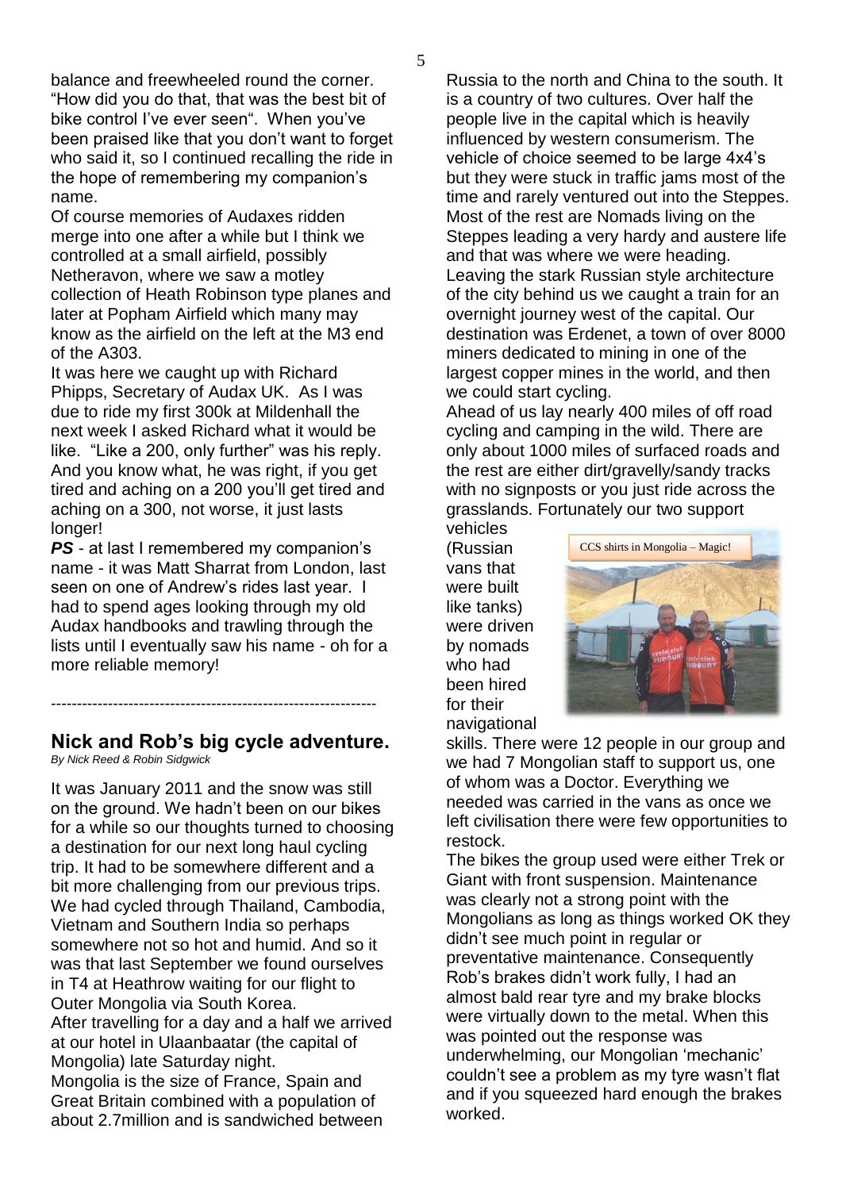balance and freewheeled round the corner. "How did you do that, that was the best bit of bike control I've ever seen". When you've been praised like that you don't want to forget who said it, so I continued recalling the ride in the hope of remembering my companion's name.

Of course memories of Audaxes ridden merge into one after a while but I think we controlled at a small airfield, possibly Netheravon, where we saw a motley collection of Heath Robinson type planes and later at Popham Airfield which many may know as the airfield on the left at the M3 end of the A303.

It was here we caught up with Richard Phipps, Secretary of Audax UK. As I was due to ride my first 300k at Mildenhall the next week I asked Richard what it would be like. "Like a 200, only further" was his reply. And you know what, he was right, if you get tired and aching on a 200 you'll get tired and aching on a 300, not worse, it just lasts longer!

***PS*** - at last I remembered my companion's name - it was Matt Sharrat from London, last seen on one of Andrew's rides last year. I had to spend ages looking through my old Audax handbooks and trawling through the lists until I eventually saw his name - oh for a more reliable memory!

---

## Nick and Rob's big cycle adventure.

*By Nick Reed & Robin Sidgwick*

It was January 2011 and the snow was still on the ground. We hadn't been on our bikes for a while so our thoughts turned to choosing a destination for our next long haul cycling trip. It had to be somewhere different and a bit more challenging from our previous trips. We had cycled through Thailand, Cambodia, Vietnam and Southern India so perhaps somewhere not so hot and humid. And so it was that last September we found ourselves in T4 at Heathrow waiting for our flight to Outer Mongolia via South Korea.

After travelling for a day and a half we arrived at our hotel in Ulaanbaatar (the capital of Mongolia) late Saturday night.

Mongolia is the size of France, Spain and Great Britain combined with a population of about 2.7million and is sandwiched between Russia to the north and China to the south. It is a country of two cultures. Over half the people live in the capital which is heavily influenced by western consumerism. The vehicle of choice seemed to be large 4x4's but they were stuck in traffic jams most of the time and rarely ventured out into the Steppes. Most of the rest are Nomads living on the Steppes leading a very hardy and austere life and that was where we were heading. Leaving the stark Russian style architecture of the city behind us we caught a train for an overnight journey west of the capital. Our destination was Erdenet, a town of over 8000 miners dedicated to mining in one of the largest copper mines in the world, and then we could start cycling.

Ahead of us lay nearly 400 miles of off road cycling and camping in the wild. There are only about 1000 miles of surfaced roads and the rest are either dirt/gravelly/sandy tracks with no signposts or you just ride across the grasslands. Fortunately our two support vehicles (Russian vans that were built like tanks) were driven by nomads who had been hired for their navigational skills. There were 12 people in our group and we had 7 Mongolian staff to support us, one of whom was a Doctor. Everything we needed was carried in the vans as once we left civilisation there were few opportunities to restock.

CCS shirts in Mongolia – Magic!

The bikes the group used were either Trek or Giant with front suspension. Maintenance was clearly not a strong point with the Mongolians as long as things worked OK they didn't see much point in regular or preventative maintenance. Consequently Rob's brakes didn't work fully, I had an almost bald rear tyre and my brake blocks were virtually down to the metal. When this was pointed out the response was underwhelming, our Mongolian 'mechanic' couldn't see a problem as my tyre wasn't flat and if you squeezed hard enough the brakes worked.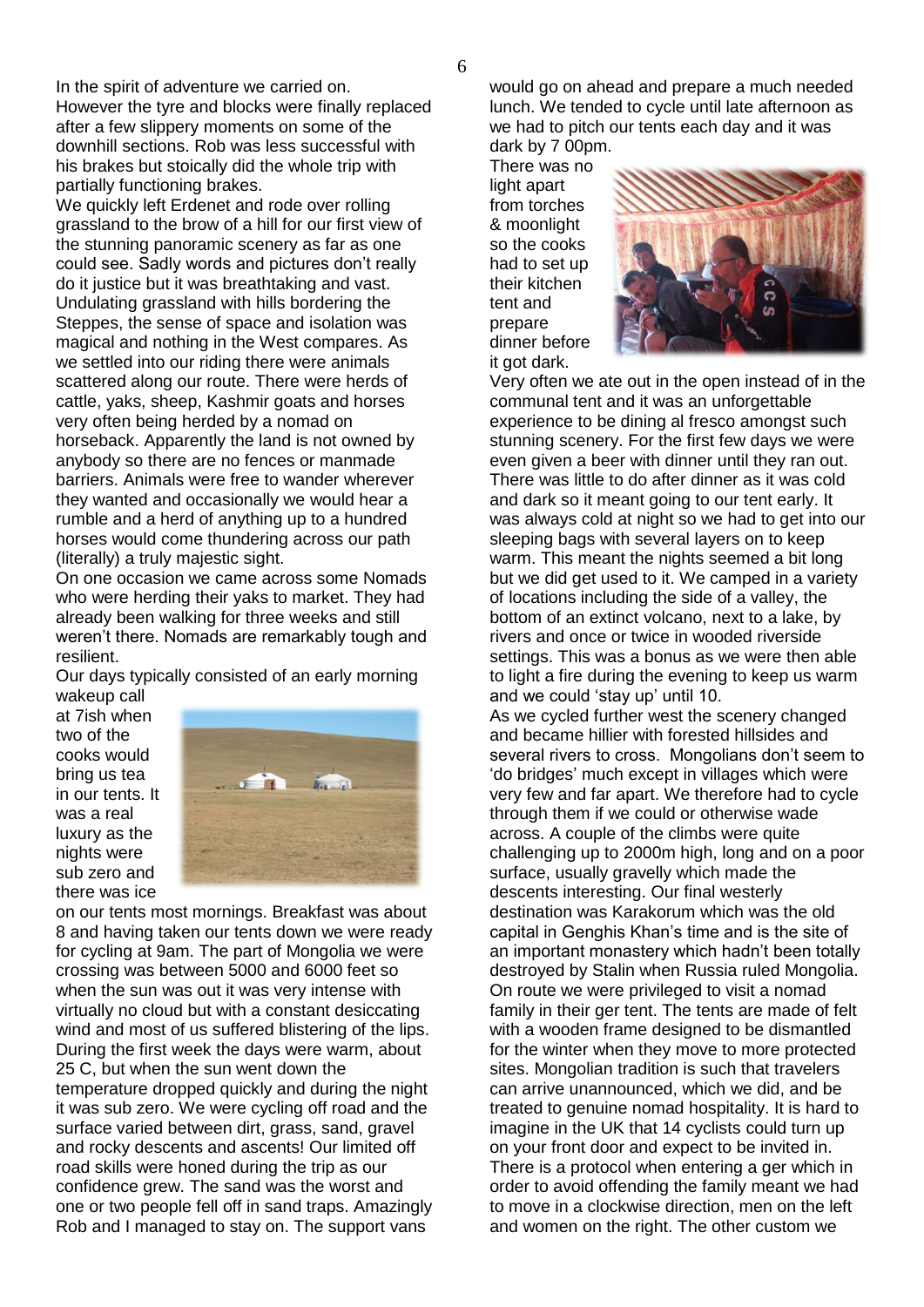In the spirit of adventure we carried on. However the tyre and blocks were finally replaced after a few slippery moments on some of the downhill sections. Rob was less successful with his brakes but stoically did the whole trip with partially functioning brakes.

We quickly left Erdenet and rode over rolling grassland to the brow of a hill for our first view of the stunning panoramic scenery as far as one could see. Sadly words and pictures don't really do it justice but it was breathtaking and vast. Undulating grassland with hills bordering the Steppes, the sense of space and isolation was magical and nothing in the West compares. As we settled into our riding there were animals scattered along our route. There were herds of cattle, yaks, sheep, Kashmir goats and horses very often being herded by a nomad on horseback. Apparently the land is not owned by anybody so there are no fences or manmade barriers. Animals were free to wander wherever they wanted and occasionally we would hear a rumble and a herd of anything up to a hundred horses would come thundering across our path (literally) a truly majestic sight.

On one occasion we came across some Nomads who were herding their yaks to market. They had already been walking for three weeks and still weren't there. Nomads are remarkably tough and resilient.

Our days typically consisted of an early morning wakeup call at 7ish when two of the cooks would bring us tea in our tents. It was a real luxury as the nights were sub zero and there was ice on our tents most mornings. Breakfast was about 8 and having taken our tents down we were ready for cycling at 9am. The part of Mongolia we were crossing was between 5000 and 6000 feet so when the sun was out it was very intense with virtually no cloud but with a constant desiccating wind and most of us suffered blistering of the lips. During the first week the days were warm, about 25 C, but when the sun went down the temperature dropped quickly and during the night it was sub zero. We were cycling off road and the surface varied between dirt, grass, sand, gravel and rocky descents and ascents! Our limited off road skills were honed during the trip as our confidence grew. The sand was the worst and one or two people fell off in sand traps. Amazingly Rob and I managed to stay on. The support vans would go on ahead and prepare a much needed lunch. We tended to cycle until late afternoon as we had to pitch our tents each day and it was dark by 7 00pm.

There was no light apart from torches & moonlight so the cooks had to set up their kitchen tent and prepare dinner before it got dark.

Very often we ate out in the open instead of in the communal tent and it was an unforgettable experience to be dining al fresco amongst such stunning scenery. For the first few days we were even given a beer with dinner until they ran out. There was little to do after dinner as it was cold and dark so it meant going to our tent early. It was always cold at night so we had to get into our sleeping bags with several layers on to keep warm. This meant the nights seemed a bit long but we did get used to it. We camped in a variety of locations including the side of a valley, the bottom of an extinct volcano, next to a lake, by rivers and once or twice in wooded riverside settings. This was a bonus as we were then able to light a fire during the evening to keep us warm and we could 'stay up' until 10.

As we cycled further west the scenery changed and became hillier with forested hillsides and several rivers to cross. Mongolians don't seem to 'do bridges' much except in villages which were very few and far apart. We therefore had to cycle through them if we could or otherwise wade across. A couple of the climbs were quite challenging up to 2000m high, long and on a poor surface, usually gravelly which made the descents interesting. Our final westerly destination was Karakorum which was the old capital in Genghis Khan's time and is the site of an important monastery which hadn't been totally destroyed by Stalin when Russia ruled Mongolia. On route we were privileged to visit a nomad family in their ger tent. The tents are made of felt with a wooden frame designed to be dismantled for the winter when they move to more protected sites. Mongolian tradition is such that travelers can arrive unannounced, which we did, and be treated to genuine nomad hospitality. It is hard to imagine in the UK that 14 cyclists could turn up on your front door and expect to be invited in. There is a protocol when entering a ger which in order to avoid offending the family meant we had to move in a clockwise direction, men on the left and women on the right. The other custom we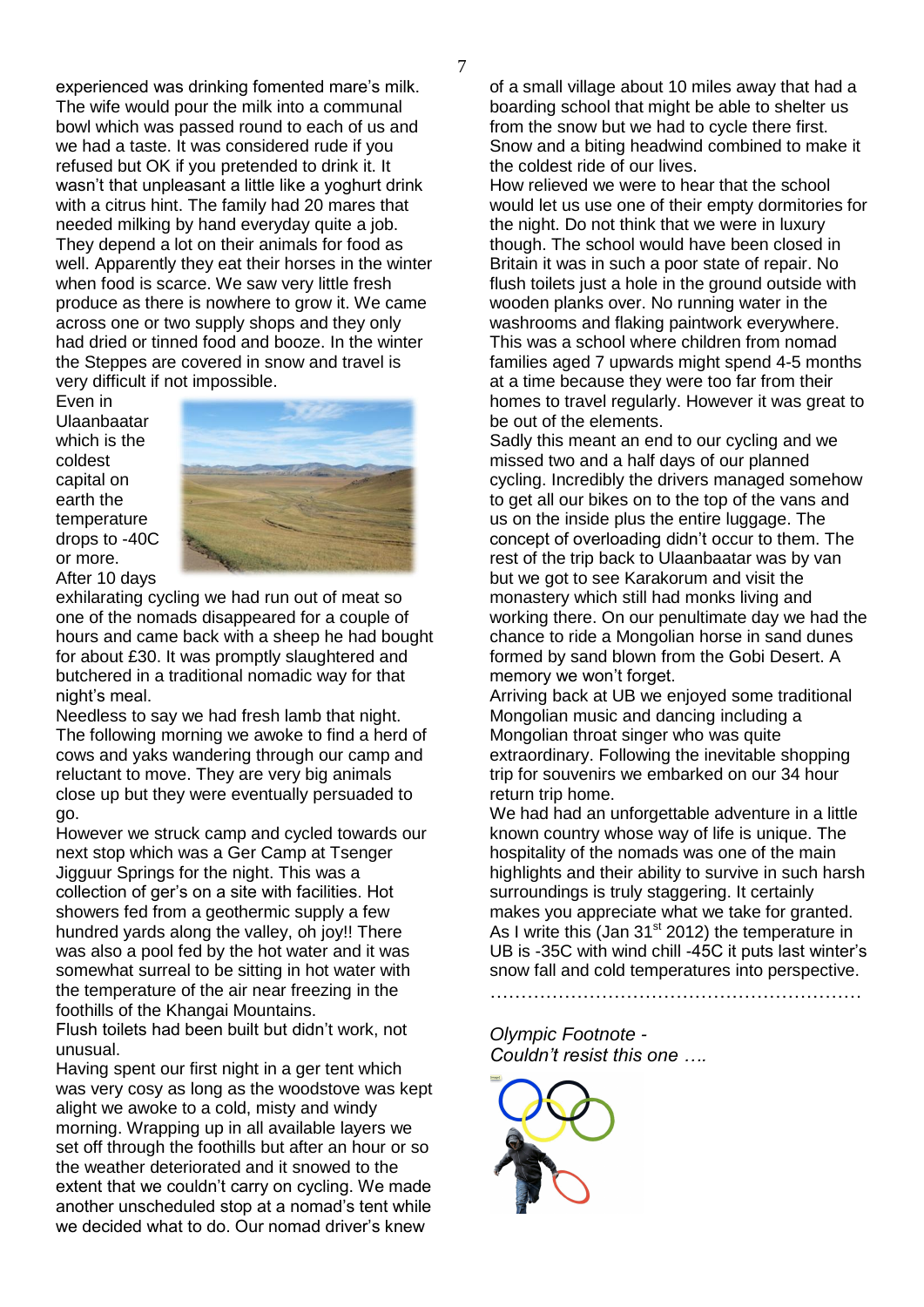experienced was drinking fomented mare's milk. The wife would pour the milk into a communal bowl which was passed round to each of us and we had a taste. It was considered rude if you refused but OK if you pretended to drink it. It wasn't that unpleasant a little like a yoghurt drink with a citrus hint. The family had 20 mares that needed milking by hand everyday quite a job. They depend a lot on their animals for food as well. Apparently they eat their horses in the winter when food is scarce. We saw very little fresh produce as there is nowhere to grow it. We came across one or two supply shops and they only had dried or tinned food and booze. In the winter the Steppes are covered in snow and travel is very difficult if not impossible.

Even in Ulaanbaatar which is the coldest capital on earth the temperature drops to -40C or more.

After 10 days exhilarating cycling we had run out of meat so one of the nomads disappeared for a couple of hours and came back with a sheep he had bought for about £30. It was promptly slaughtered and butchered in a traditional nomadic way for that night's meal.

Needless to say we had fresh lamb that night. The following morning we awoke to find a herd of cows and yaks wandering through our camp and reluctant to move. They are very big animals close up but they were eventually persuaded to go.

However we struck camp and cycled towards our next stop which was a Ger Camp at Tsenger Jigguur Springs for the night. This was a collection of ger's on a site with facilities. Hot showers fed from a geothermic supply a few hundred yards along the valley, oh joy!! There was also a pool fed by the hot water and it was somewhat surreal to be sitting in hot water with the temperature of the air near freezing in the foothills of the Khangai Mountains.

Flush toilets had been built but didn't work, not unusual.

Having spent our first night in a ger tent which was very cosy as long as the woodstove was kept alight we awoke to a cold, misty and windy morning. Wrapping up in all available layers we set off through the foothills but after an hour or so the weather deteriorated and it snowed to the extent that we couldn't carry on cycling. We made another unscheduled stop at a nomad's tent while we decided what to do. Our nomad driver's knew of a small village about 10 miles away that had a boarding school that might be able to shelter us from the snow but we had to cycle there first. Snow and a biting headwind combined to make it the coldest ride of our lives.

How relieved we were to hear that the school would let us use one of their empty dormitories for the night. Do not think that we were in luxury though. The school would have been closed in Britain it was in such a poor state of repair. No flush toilets just a hole in the ground outside with wooden planks over. No running water in the washrooms and flaking paintwork everywhere. This was a school where children from nomad families aged 7 upwards might spend 4-5 months at a time because they were too far from their homes to travel regularly. However it was great to be out of the elements.

Sadly this meant an end to our cycling and we missed two and a half days of our planned cycling. Incredibly the drivers managed somehow to get all our bikes on to the top of the vans and us on the inside plus the entire luggage. The concept of overloading didn't occur to them. The rest of the trip back to Ulaanbaatar was by van but we got to see Karakorum and visit the monastery which still had monks living and working there. On our penultimate day we had the chance to ride a Mongolian horse in sand dunes formed by sand blown from the Gobi Desert. A memory we won't forget.

Arriving back at UB we enjoyed some traditional Mongolian music and dancing including a Mongolian throat singer who was quite extraordinary. Following the inevitable shopping trip for souvenirs we embarked on our 34 hour return trip home.

We had had an unforgettable adventure in a little known country whose way of life is unique. The hospitality of the nomads was one of the main highlights and their ability to survive in such harsh surroundings is truly staggering. It certainly makes you appreciate what we take for granted. As I write this (Jan 31st 2012) the temperature in UB is -35C with wind chill -45C it puts last winter's snow fall and cold temperatures into perspective.

…………………………………………………

*Olympic Footnote -*
*Couldn't resist this one ….*